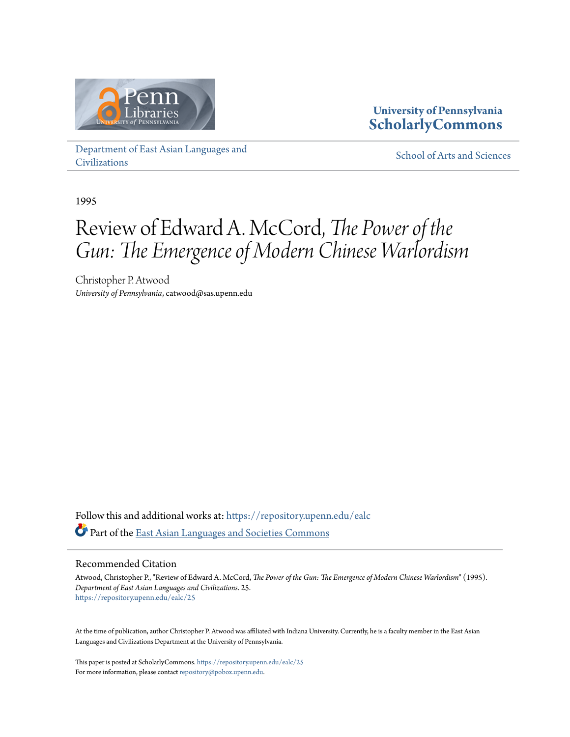University of Pennsylvania
**ScholarlyCommons**

Department of East Asian Languages and Civilizations

School of Arts and Sciences

1995

# Review of Edward A. McCord, *The Power of the Gun: The Emergence of Modern Chinese Warlordism*

Christopher P. Atwood
*University of Pennsylvania*, catwood@sas.upenn.edu

Follow this and additional works at: https://repository.upenn.edu/ealc

Part of the East Asian Languages and Societies Commons

## Recommended Citation

Atwood, Christopher P., "Review of Edward A. McCord, *The Power of the Gun: The Emergence of Modern Chinese Warlordism*" (1995). *Department of East Asian Languages and Civilizations*. 25.
https://repository.upenn.edu/ealc/25

At the time of publication, author Christopher P. Atwood was affiliated with Indiana University. Currently, he is a faculty member in the East Asian Languages and Civilizations Department at the University of Pennsylvania.

This paper is posted at ScholarlyCommons. https://repository.upenn.edu/ealc/25
For more information, please contact repository@pobox.upenn.edu.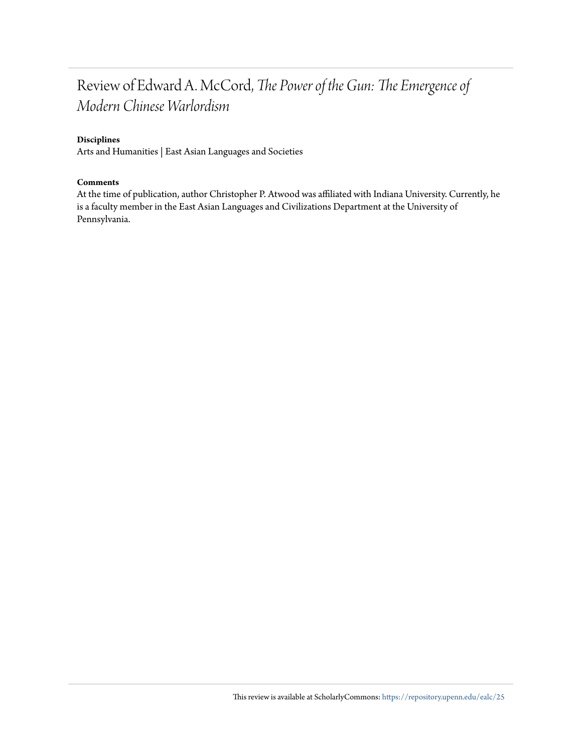# Review of Edward A. McCord, *The Power of the Gun: The Emergence of Modern Chinese Warlordism*

**Disciplines**

Arts and Humanities | East Asian Languages and Societies

**Comments**

At the time of publication, author Christopher P. Atwood was affiliated with Indiana University. Currently, he is a faculty member in the East Asian Languages and Civilizations Department at the University of Pennsylvania.

This review is available at ScholarlyCommons: https://repository.upenn.edu/ealc/25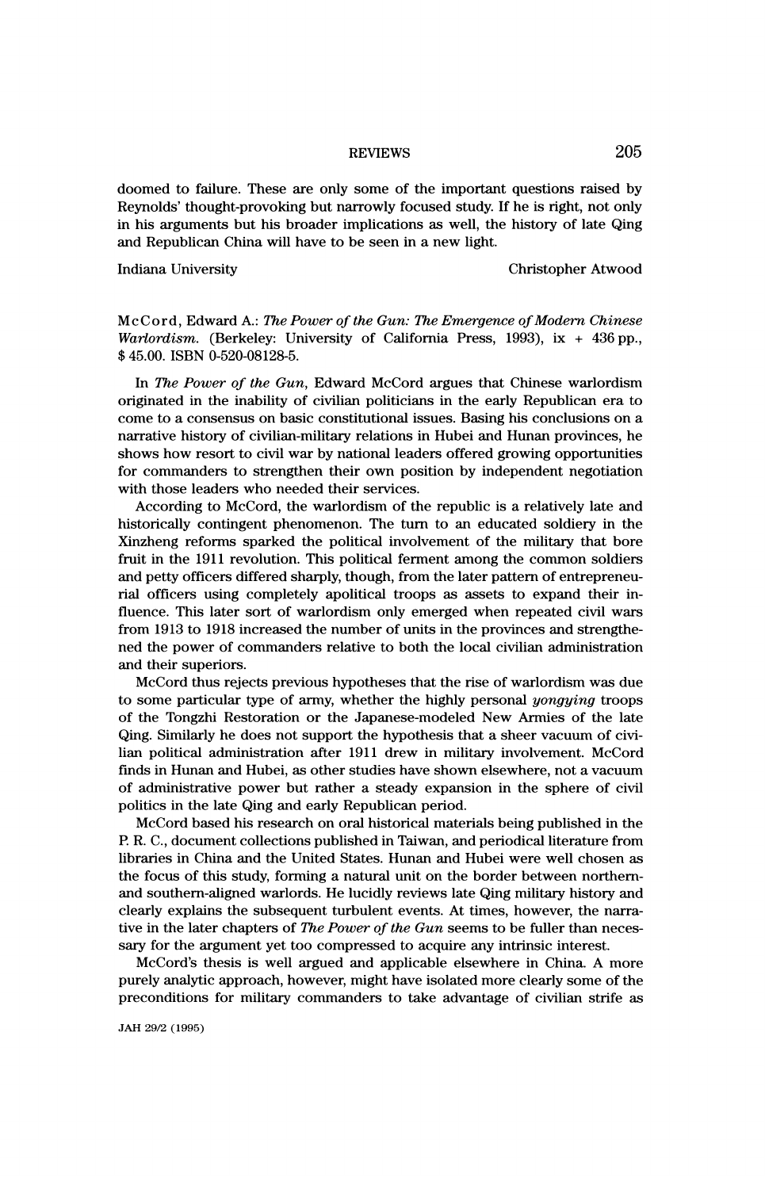doomed to failure. These are only some of the important questions raised by Reynolds' thought-provoking but narrowly focused study. If he is right, not only in his arguments but his broader implications as well, the history of late Qing and Republican China will have to be seen in a new light.

Indiana University — Christopher Atwood

McCord, Edward A.: *The Power of the Gun: The Emergence of Modern Chinese Warlordism.* (Berkeley: University of California Press, 1993), ix + 436 pp., $ 45.00. ISBN 0-520-08128-5.

In *The Power of the Gun*, Edward McCord argues that Chinese warlordism originated in the inability of civilian politicians in the early Republican era to come to a consensus on basic constitutional issues. Basing his conclusions on a narrative history of civilian-military relations in Hubei and Hunan provinces, he shows how resort to civil war by national leaders offered growing opportunities for commanders to strengthen their own position by independent negotiation with those leaders who needed their services.

According to McCord, the warlordism of the republic is a relatively late and historically contingent phenomenon. The turn to an educated soldiery in the Xinzheng reforms sparked the political involvement of the military that bore fruit in the 1911 revolution. This political ferment among the common soldiers and petty officers differed sharply, though, from the later pattern of entrepreneurial officers using completely apolitical troops as assets to expand their influence. This later sort of warlordism only emerged when repeated civil wars from 1913 to 1918 increased the number of units in the provinces and strengthened the power of commanders relative to both the local civilian administration and their superiors.

McCord thus rejects previous hypotheses that the rise of warlordism was due to some particular type of army, whether the highly personal *yongying* troops of the Tongzhi Restoration or the Japanese-modeled New Armies of the late Qing. Similarly he does not support the hypothesis that a sheer vacuum of civilian political administration after 1911 drew in military involvement. McCord finds in Hunan and Hubei, as other studies have shown elsewhere, not a vacuum of administrative power but rather a steady expansion in the sphere of civil politics in the late Qing and early Republican period.

McCord based his research on oral historical materials being published in the P. R. C., document collections published in Taiwan, and periodical literature from libraries in China and the United States. Hunan and Hubei were well chosen as the focus of this study, forming a natural unit on the border between northern- and southern-aligned warlords. He lucidly reviews late Qing military history and clearly explains the subsequent turbulent events. At times, however, the narrative in the later chapters of *The Power of the Gun* seems to be fuller than necessary for the argument yet too compressed to acquire any intrinsic interest.

McCord's thesis is well argued and applicable elsewhere in China. A more purely analytic approach, however, might have isolated more clearly some of the preconditions for military commanders to take advantage of civilian strife as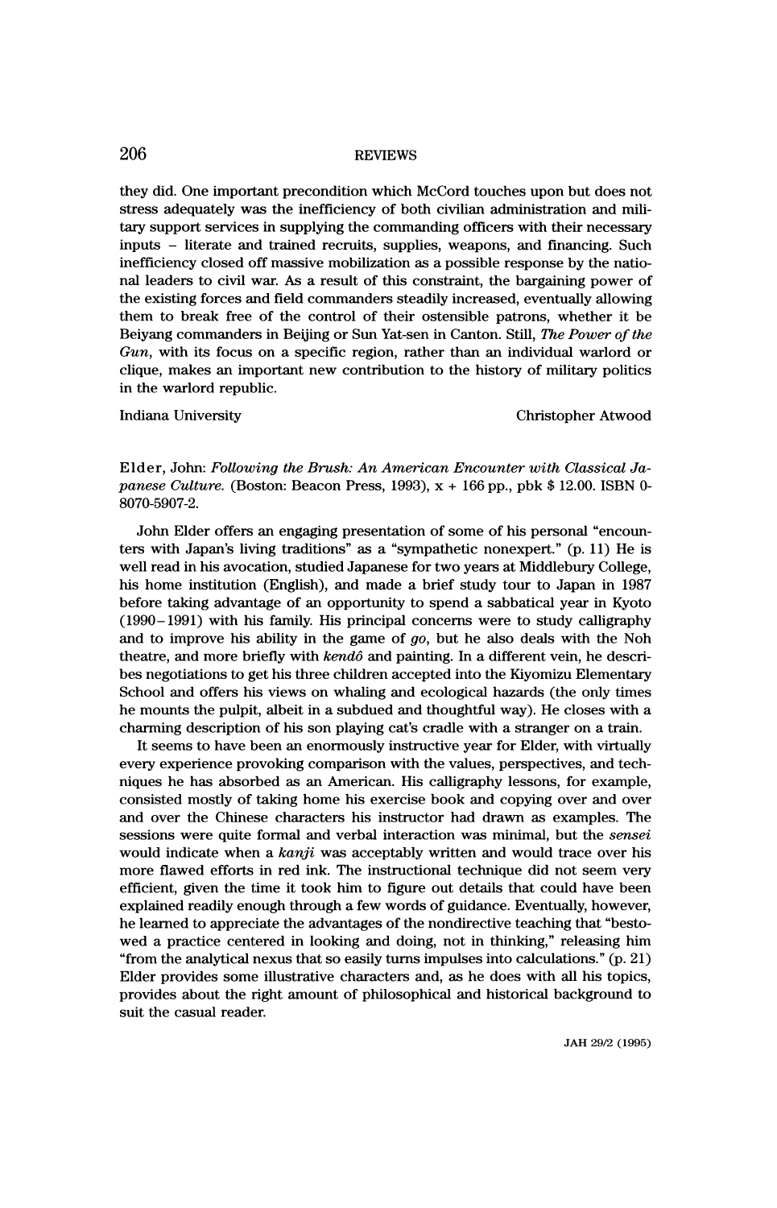they did. One important precondition which McCord touches upon but does not stress adequately was the inefficiency of both civilian administration and military support services in supplying the commanding officers with their necessary inputs – literate and trained recruits, supplies, weapons, and financing. Such inefficiency closed off massive mobilization as a possible response by the national leaders to civil war. As a result of this constraint, the bargaining power of the existing forces and field commanders steadily increased, eventually allowing them to break free of the control of their ostensible patrons, whether it be Beiyang commanders in Beijing or Sun Yat-sen in Canton. Still, *The Power of the Gun*, with its focus on a specific region, rather than an individual warlord or clique, makes an important new contribution to the history of military politics in the warlord republic.

Indiana University — Christopher Atwood

Elder, John: *Following the Brush: An American Encounter with Classical Japanese Culture.* (Boston: Beacon Press, 1993), x + 166 pp., pbk $ 12.00. ISBN 0-8070-5907-2.

John Elder offers an engaging presentation of some of his personal "encounters with Japan's living traditions" as a "sympathetic nonexpert." (p. 11) He is well read in his avocation, studied Japanese for two years at Middlebury College, his home institution (English), and made a brief study tour to Japan in 1987 before taking advantage of an opportunity to spend a sabbatical year in Kyoto (1990–1991) with his family. His principal concerns were to study calligraphy and to improve his ability in the game of *go*, but he also deals with the Noh theatre, and more briefly with *kendô* and painting. In a different vein, he describes negotiations to get his three children accepted into the Kiyomizu Elementary School and offers his views on whaling and ecological hazards (the only times he mounts the pulpit, albeit in a subdued and thoughtful way). He closes with a charming description of his son playing cat's cradle with a stranger on a train.

It seems to have been an enormously instructive year for Elder, with virtually every experience provoking comparison with the values, perspectives, and techniques he has absorbed as an American. His calligraphy lessons, for example, consisted mostly of taking home his exercise book and copying over and over and over the Chinese characters his instructor had drawn as examples. The sessions were quite formal and verbal interaction was minimal, but the *sensei* would indicate when a *kanji* was acceptably written and would trace over his more flawed efforts in red ink. The instructional technique did not seem very efficient, given the time it took him to figure out details that could have been explained readily enough through a few words of guidance. Eventually, however, he learned to appreciate the advantages of the nondirective teaching that "bestowed a practice centered in looking and doing, not in thinking," releasing him "from the analytical nexus that so easily turns impulses into calculations." (p. 21) Elder provides some illustrative characters and, as he does with all his topics, provides about the right amount of philosophical and historical background to suit the casual reader.